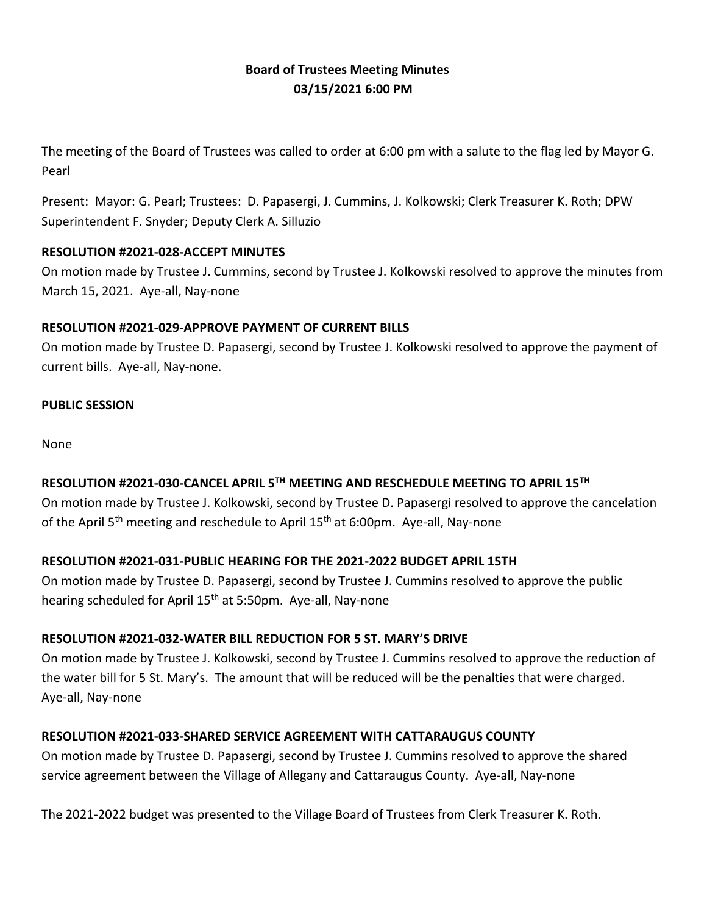**Board of Trustees Meeting Minutes**
**03/15/2021 6:00 PM**

The meeting of the Board of Trustees was called to order at 6:00 pm with a salute to the flag led by Mayor G. Pearl

Present: Mayor: G. Pearl; Trustees: D. Papasergi, J. Cummins, J. Kolkowski; Clerk Treasurer K. Roth; DPW Superintendent F. Snyder; Deputy Clerk A. Silluzio

**RESOLUTION #2021-028-ACCEPT MINUTES**
On motion made by Trustee J. Cummins, second by Trustee J. Kolkowski resolved to approve the minutes from March 15, 2021. Aye-all, Nay-none

**RESOLUTION #2021-029-APPROVE PAYMENT OF CURRENT BILLS**
On motion made by Trustee D. Papasergi, second by Trustee J. Kolkowski resolved to approve the payment of current bills. Aye-all, Nay-none.

**PUBLIC SESSION**

None

**RESOLUTION #2021-030-CANCEL APRIL 5TH MEETING AND RESCHEDULE MEETING TO APRIL 15TH**
On motion made by Trustee J. Kolkowski, second by Trustee D. Papasergi resolved to approve the cancelation of the April 5th meeting and reschedule to April 15th at 6:00pm. Aye-all, Nay-none

**RESOLUTION #2021-031-PUBLIC HEARING FOR THE 2021-2022 BUDGET APRIL 15TH**
On motion made by Trustee D. Papasergi, second by Trustee J. Cummins resolved to approve the public hearing scheduled for April 15th at 5:50pm. Aye-all, Nay-none

**RESOLUTION #2021-032-WATER BILL REDUCTION FOR 5 ST. MARY'S DRIVE**
On motion made by Trustee J. Kolkowski, second by Trustee J. Cummins resolved to approve the reduction of the water bill for 5 St. Mary's. The amount that will be reduced will be the penalties that were charged. Aye-all, Nay-none

**RESOLUTION #2021-033-SHARED SERVICE AGREEMENT WITH CATTARAUGUS COUNTY**
On motion made by Trustee D. Papasergi, second by Trustee J. Cummins resolved to approve the shared service agreement between the Village of Allegany and Cattaraugus County. Aye-all, Nay-none

The 2021-2022 budget was presented to the Village Board of Trustees from Clerk Treasurer K. Roth.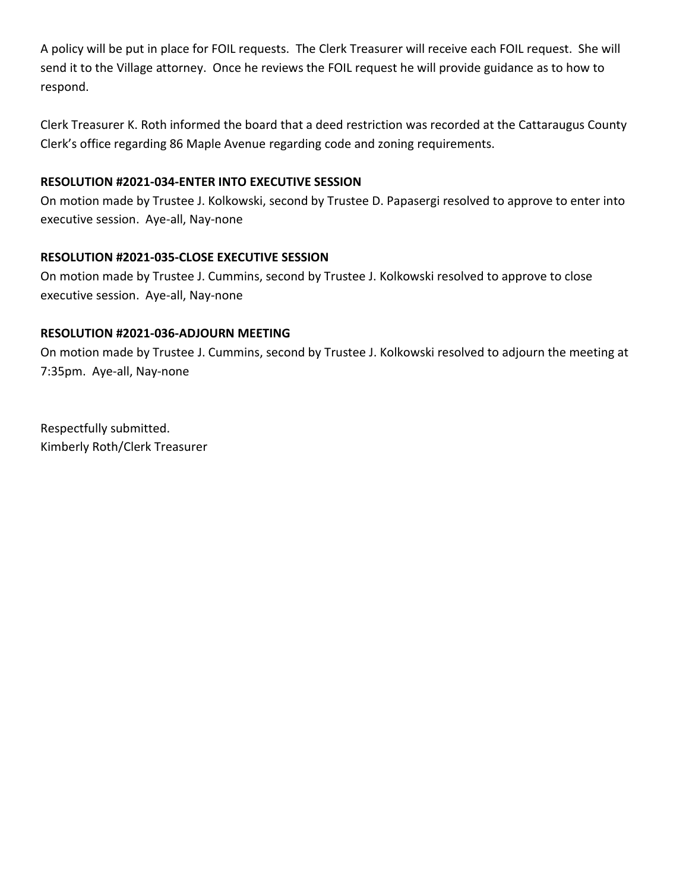A policy will be put in place for FOIL requests. The Clerk Treasurer will receive each FOIL request. She will send it to the Village attorney. Once he reviews the FOIL request he will provide guidance as to how to respond.

Clerk Treasurer K. Roth informed the board that a deed restriction was recorded at the Cattaraugus County Clerk's office regarding 86 Maple Avenue regarding code and zoning requirements.

**RESOLUTION #2021-034-ENTER INTO EXECUTIVE SESSION**
On motion made by Trustee J. Kolkowski, second by Trustee D. Papasergi resolved to approve to enter into executive session. Aye-all, Nay-none

**RESOLUTION #2021-035-CLOSE EXECUTIVE SESSION**
On motion made by Trustee J. Cummins, second by Trustee J. Kolkowski resolved to approve to close executive session. Aye-all, Nay-none

**RESOLUTION #2021-036-ADJOURN MEETING**
On motion made by Trustee J. Cummins, second by Trustee J. Kolkowski resolved to adjourn the meeting at 7:35pm. Aye-all, Nay-none

Respectfully submitted.
Kimberly Roth/Clerk Treasurer